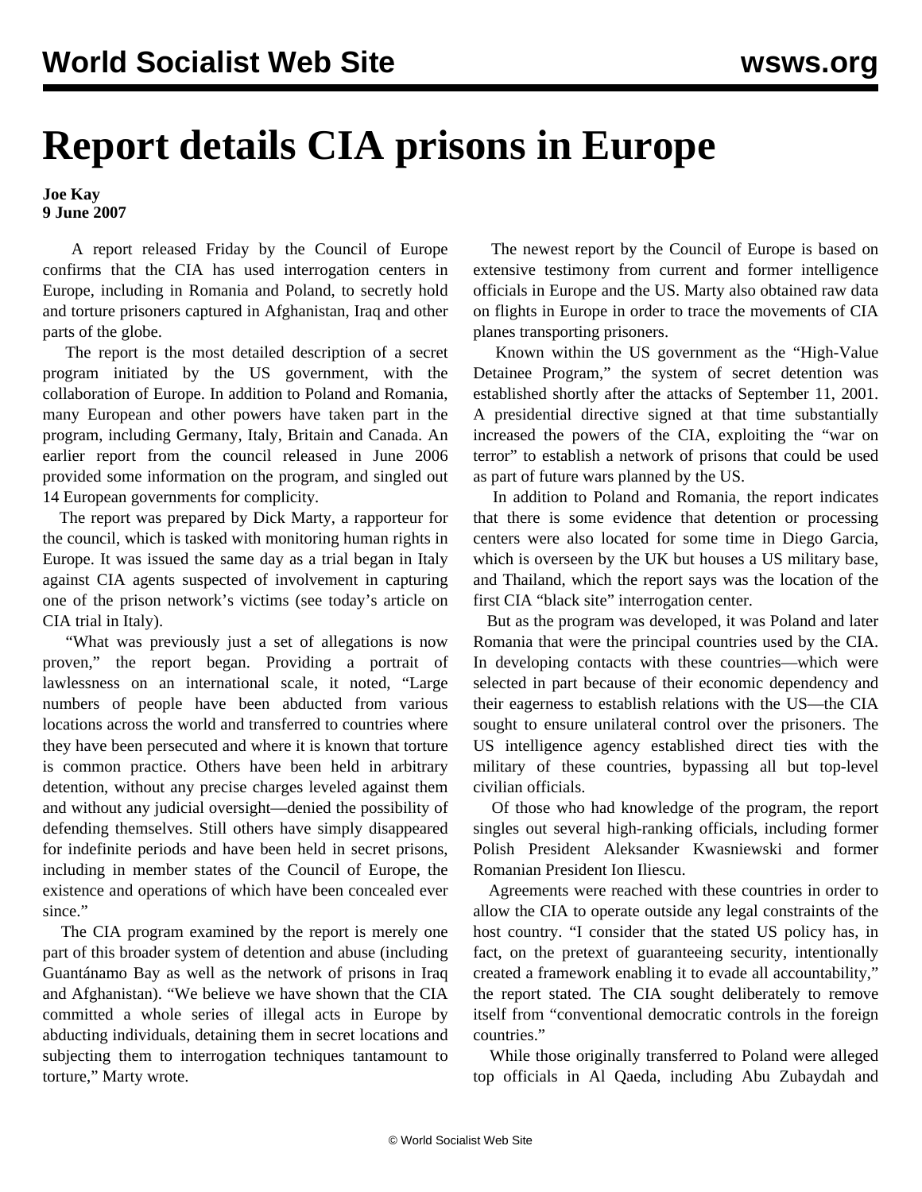# Report details CIA prisons in Europe

**Joe Kay**
**9 June 2007**

A report released Friday by the Council of Europe confirms that the CIA has used interrogation centers in Europe, including in Romania and Poland, to secretly hold and torture prisoners captured in Afghanistan, Iraq and other parts of the globe.

The report is the most detailed description of a secret program initiated by the US government, with the collaboration of Europe. In addition to Poland and Romania, many European and other powers have taken part in the program, including Germany, Italy, Britain and Canada. An earlier report from the council released in June 2006 provided some information on the program, and singled out 14 European governments for complicity.

The report was prepared by Dick Marty, a rapporteur for the council, which is tasked with monitoring human rights in Europe. It was issued the same day as a trial began in Italy against CIA agents suspected of involvement in capturing one of the prison network's victims (see today's article on CIA trial in Italy).

"What was previously just a set of allegations is now proven," the report began. Providing a portrait of lawlessness on an international scale, it noted, "Large numbers of people have been abducted from various locations across the world and transferred to countries where they have been persecuted and where it is known that torture is common practice. Others have been held in arbitrary detention, without any precise charges leveled against them and without any judicial oversight—denied the possibility of defending themselves. Still others have simply disappeared for indefinite periods and have been held in secret prisons, including in member states of the Council of Europe, the existence and operations of which have been concealed ever since."

The CIA program examined by the report is merely one part of this broader system of detention and abuse (including Guantánamo Bay as well as the network of prisons in Iraq and Afghanistan). "We believe we have shown that the CIA committed a whole series of illegal acts in Europe by abducting individuals, detaining them in secret locations and subjecting them to interrogation techniques tantamount to torture," Marty wrote.

The newest report by the Council of Europe is based on extensive testimony from current and former intelligence officials in Europe and the US. Marty also obtained raw data on flights in Europe in order to trace the movements of CIA planes transporting prisoners.

Known within the US government as the "High-Value Detainee Program," the system of secret detention was established shortly after the attacks of September 11, 2001. A presidential directive signed at that time substantially increased the powers of the CIA, exploiting the "war on terror" to establish a network of prisons that could be used as part of future wars planned by the US.

In addition to Poland and Romania, the report indicates that there is some evidence that detention or processing centers were also located for some time in Diego Garcia, which is overseen by the UK but houses a US military base, and Thailand, which the report says was the location of the first CIA "black site" interrogation center.

But as the program was developed, it was Poland and later Romania that were the principal countries used by the CIA. In developing contacts with these countries—which were selected in part because of their economic dependency and their eagerness to establish relations with the US—the CIA sought to ensure unilateral control over the prisoners. The US intelligence agency established direct ties with the military of these countries, bypassing all but top-level civilian officials.

Of those who had knowledge of the program, the report singles out several high-ranking officials, including former Polish President Aleksander Kwasniewski and former Romanian President Ion Iliescu.

Agreements were reached with these countries in order to allow the CIA to operate outside any legal constraints of the host country. "I consider that the stated US policy has, in fact, on the pretext of guaranteeing security, intentionally created a framework enabling it to evade all accountability," the report stated. The CIA sought deliberately to remove itself from "conventional democratic controls in the foreign countries."

While those originally transferred to Poland were alleged top officials in Al Qaeda, including Abu Zubaydah and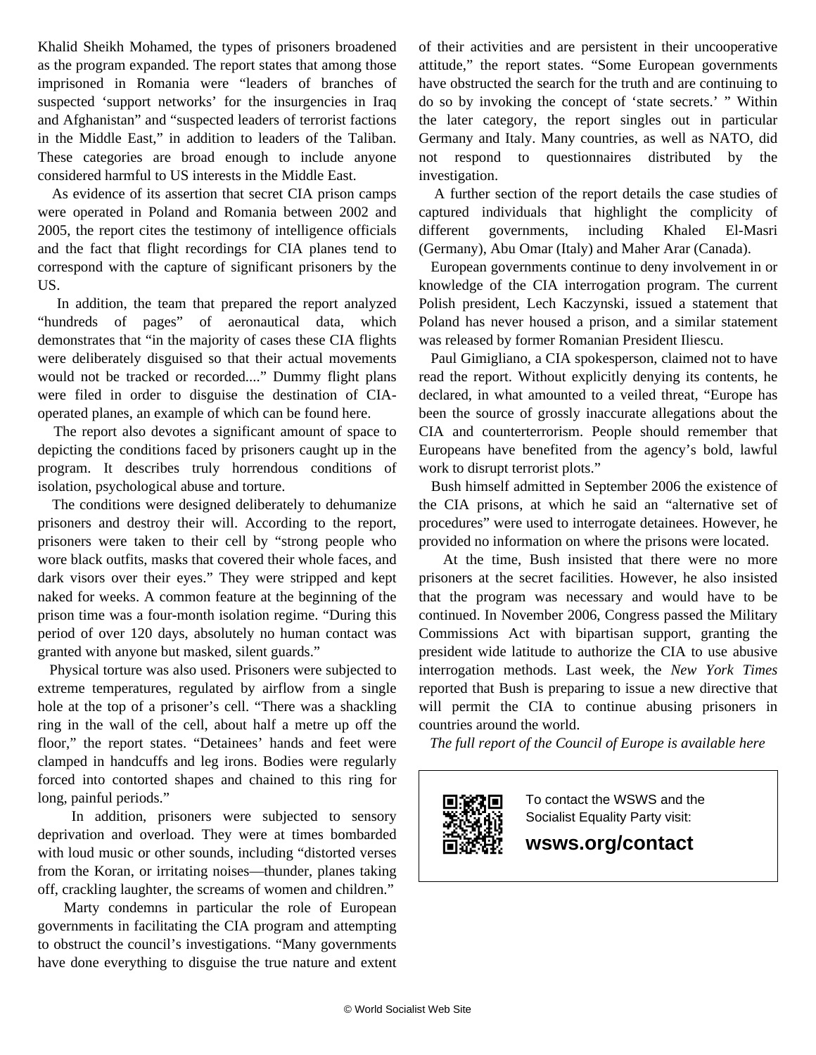Khalid Sheikh Mohamed, the types of prisoners broadened as the program expanded. The report states that among those imprisoned in Romania were "leaders of branches of suspected 'support networks' for the insurgencies in Iraq and Afghanistan" and "suspected leaders of terrorist factions in the Middle East," in addition to leaders of the Taliban. These categories are broad enough to include anyone considered harmful to US interests in the Middle East.

As evidence of its assertion that secret CIA prison camps were operated in Poland and Romania between 2002 and 2005, the report cites the testimony of intelligence officials and the fact that flight recordings for CIA planes tend to correspond with the capture of significant prisoners by the US.

In addition, the team that prepared the report analyzed "hundreds of pages" of aeronautical data, which demonstrates that "in the majority of cases these CIA flights were deliberately disguised so that their actual movements would not be tracked or recorded...." Dummy flight plans were filed in order to disguise the destination of CIA-operated planes, an example of which can be found here.

The report also devotes a significant amount of space to depicting the conditions faced by prisoners caught up in the program. It describes truly horrendous conditions of isolation, psychological abuse and torture.

The conditions were designed deliberately to dehumanize prisoners and destroy their will. According to the report, prisoners were taken to their cell by "strong people who wore black outfits, masks that covered their whole faces, and dark visors over their eyes." They were stripped and kept naked for weeks. A common feature at the beginning of the prison time was a four-month isolation regime. "During this period of over 120 days, absolutely no human contact was granted with anyone but masked, silent guards."

Physical torture was also used. Prisoners were subjected to extreme temperatures, regulated by airflow from a single hole at the top of a prisoner's cell. "There was a shackling ring in the wall of the cell, about half a metre up off the floor," the report states. "Detainees' hands and feet were clamped in handcuffs and leg irons. Bodies were regularly forced into contorted shapes and chained to this ring for long, painful periods."

In addition, prisoners were subjected to sensory deprivation and overload. They were at times bombarded with loud music or other sounds, including "distorted verses from the Koran, or irritating noises—thunder, planes taking off, crackling laughter, the screams of women and children."

Marty condemns in particular the role of European governments in facilitating the CIA program and attempting to obstruct the council's investigations. "Many governments have done everything to disguise the true nature and extent of their activities and are persistent in their uncooperative attitude," the report states. "Some European governments have obstructed the search for the truth and are continuing to do so by invoking the concept of 'state secrets.' " Within the later category, the report singles out in particular Germany and Italy. Many countries, as well as NATO, did not respond to questionnaires distributed by the investigation.

A further section of the report details the case studies of captured individuals that highlight the complicity of different governments, including Khaled El-Masri (Germany), Abu Omar (Italy) and Maher Arar (Canada).

European governments continue to deny involvement in or knowledge of the CIA interrogation program. The current Polish president, Lech Kaczynski, issued a statement that Poland has never housed a prison, and a similar statement was released by former Romanian President Iliescu.

Paul Gimigliano, a CIA spokesperson, claimed not to have read the report. Without explicitly denying its contents, he declared, in what amounted to a veiled threat, "Europe has been the source of grossly inaccurate allegations about the CIA and counterterrorism. People should remember that Europeans have benefited from the agency's bold, lawful work to disrupt terrorist plots."

Bush himself admitted in September 2006 the existence of the CIA prisons, at which he said an "alternative set of procedures" were used to interrogate detainees. However, he provided no information on where the prisons were located.

At the time, Bush insisted that there were no more prisoners at the secret facilities. However, he also insisted that the program was necessary and would have to be continued. In November 2006, Congress passed the Military Commissions Act with bipartisan support, granting the president wide latitude to authorize the CIA to use abusive interrogation methods. Last week, the *New York Times* reported that Bush is preparing to issue a new directive that will permit the CIA to continue abusing prisoners in countries around the world.

*The full report of the Council of Europe is available here*

To contact the WSWS and the Socialist Equality Party visit:

**wsws.org/contact**